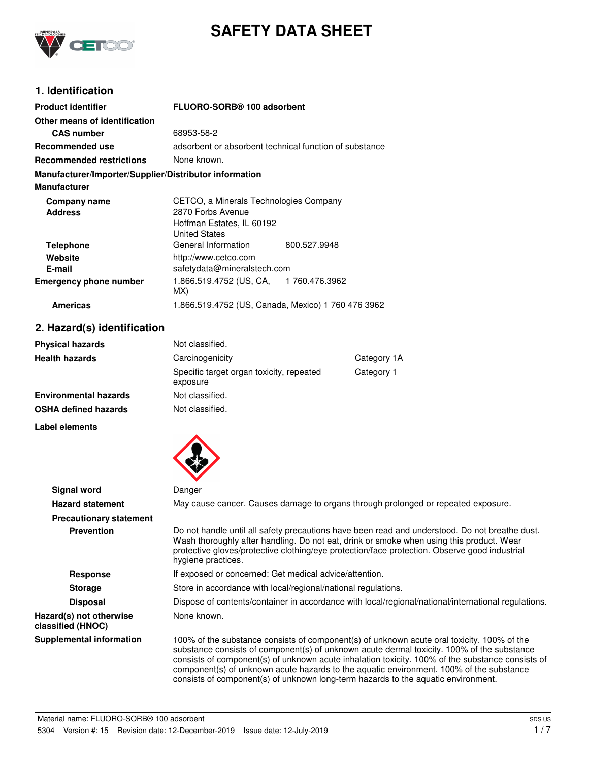# SAFETY DATA SHEET

## 1. Identification

| | |
|---|---|
| **Product identifier** | **FLUORO-SORB® 100 adsorbent** |
| **Other means of identification** | |
| **CAS number** | 68953-58-2 |
| **Recommended use** | adsorbent or absorbent technical function of substance |
| **Recommended restrictions** | None known. |

**Manufacturer/Importer/Supplier/Distributor information**

**Manufacturer**

| | |
|---|---|
| **Company name** | CETCO, a Minerals Technologies Company |
| **Address** | 2870 Forbs Avenue<br>Hoffman Estates, IL 60192<br>United States |
| **Telephone** | General Information 800.527.9948 |
| **Website** | http://www.cetco.com |
| **E-mail** | safetydata@mineralstech.com |
| **Emergency phone number** | 1.866.519.4752 (US, CA, MX) 1 760.476.3962 |
| **Americas** | 1.866.519.4752 (US, Canada, Mexico) 1 760 476 3962 |

## 2. Hazard(s) identification

| | | |
|---|---|---|
| **Physical hazards** | Not classified. | |
| **Health hazards** | Carcinogenicity | Category 1A |
| | Specific target organ toxicity, repeated exposure | Category 1 |
| **Environmental hazards** | Not classified. | |
| **OSHA defined hazards** | Not classified. | |

**Label elements**

| | |
|---|---|
| **Signal word** | Danger |
| **Hazard statement** | May cause cancer. Causes damage to organs through prolonged or repeated exposure. |
| **Precautionary statement** | |
| **Prevention** | Do not handle until all safety precautions have been read and understood. Do not breathe dust. Wash thoroughly after handling. Do not eat, drink or smoke when using this product. Wear protective gloves/protective clothing/eye protection/face protection. Observe good industrial hygiene practices. |
| **Response** | If exposed or concerned: Get medical advice/attention. |
| **Storage** | Store in accordance with local/regional/national regulations. |
| **Disposal** | Dispose of contents/container in accordance with local/regional/national/international regulations. |
| **Hazard(s) not otherwise classified (HNOC)** | None known. |
| **Supplemental information** | 100% of the substance consists of component(s) of unknown acute oral toxicity. 100% of the substance consists of component(s) of unknown acute dermal toxicity. 100% of the substance consists of component(s) of unknown acute inhalation toxicity. 100% of the substance consists of component(s) of unknown acute hazards to the aquatic environment. 100% of the substance consists of component(s) of unknown long-term hazards to the aquatic environment. |

Material name: FLUORO-SORB® 100 adsorbent

5304 Version #: 15 Revision date: 12-December-2019 Issue date: 12-July-2019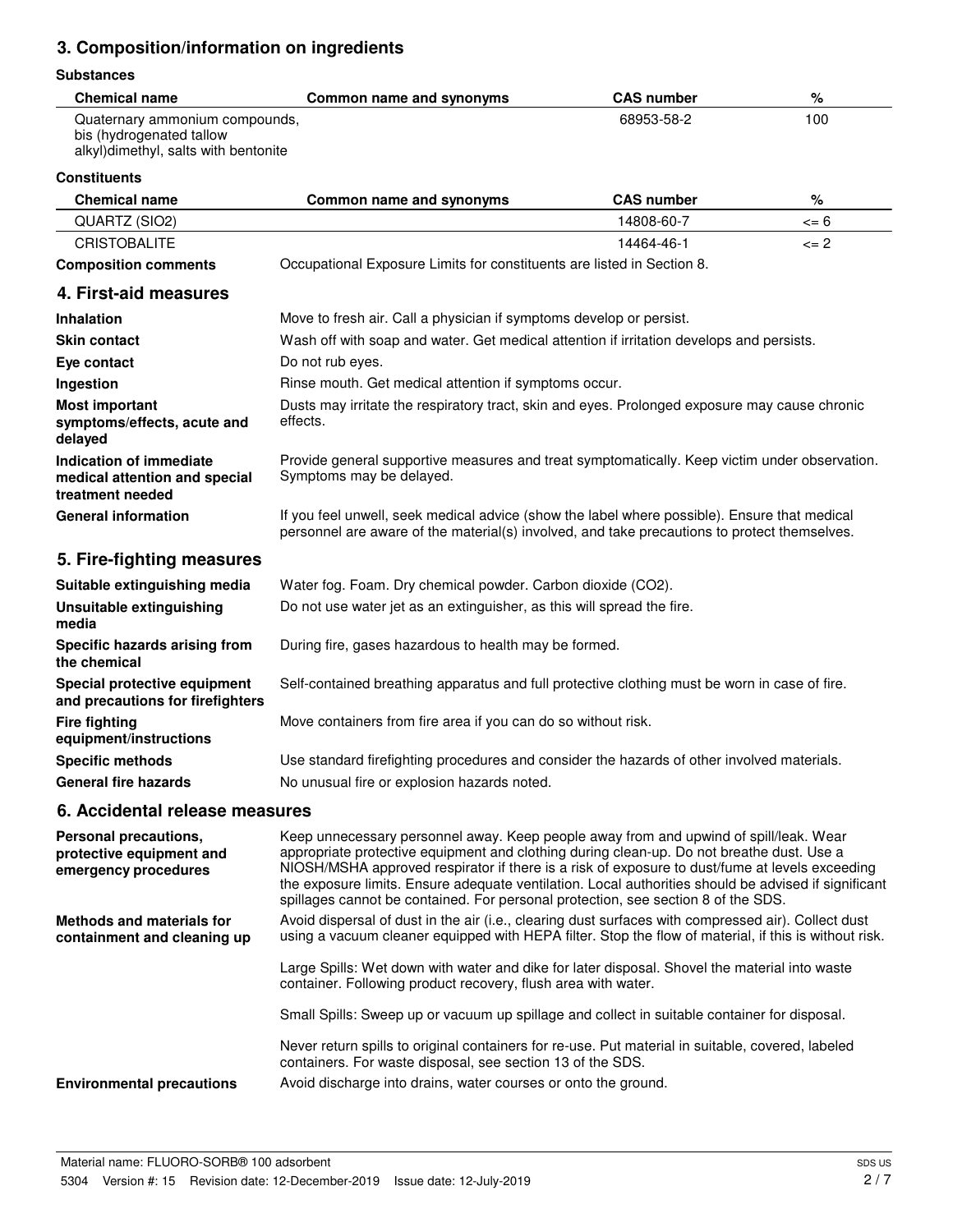## 3. Composition/information on ingredients

**Substances**

| Chemical name | Common name and synonyms | CAS number | % |
|---|---|---|---|
| Quaternary ammonium compounds, bis (hydrogenated tallow alkyl)dimethyl, salts with bentonite | | 68953-58-2 | 100 |

**Constituents**

| Chemical name | Common name and synonyms | CAS number | % |
|---|---|---|---|
| QUARTZ (SIO2) | | 14808-60-7 | <= 6 |
| CRISTOBALITE | | 14464-46-1 | <= 2 |

**Composition comments** Occupational Exposure Limits for constituents are listed in Section 8.

## 4. First-aid measures

**Inhalation** Move to fresh air. Call a physician if symptoms develop or persist.

**Skin contact** Wash off with soap and water. Get medical attention if irritation develops and persists.

**Eye contact** Do not rub eyes.

**Ingestion** Rinse mouth. Get medical attention if symptoms occur.

**Most important symptoms/effects, acute and delayed** Dusts may irritate the respiratory tract, skin and eyes. Prolonged exposure may cause chronic effects.

**Indication of immediate medical attention and special treatment needed** Provide general supportive measures and treat symptomatically. Keep victim under observation. Symptoms may be delayed.

**General information** If you feel unwell, seek medical advice (show the label where possible). Ensure that medical personnel are aware of the material(s) involved, and take precautions to protect themselves.

## 5. Fire-fighting measures

**Suitable extinguishing media** Water fog. Foam. Dry chemical powder. Carbon dioxide ($CO_2$).

**Unsuitable extinguishing media** Do not use water jet as an extinguisher, as this will spread the fire.

**Specific hazards arising from the chemical** During fire, gases hazardous to health may be formed.

**Special protective equipment and precautions for firefighters** Self-contained breathing apparatus and full protective clothing must be worn in case of fire.

**Fire fighting equipment/instructions** Move containers from fire area if you can do so without risk.

**Specific methods** Use standard firefighting procedures and consider the hazards of other involved materials.

**General fire hazards** No unusual fire or explosion hazards noted.

## 6. Accidental release measures

**Personal precautions, protective equipment and emergency procedures** Keep unnecessary personnel away. Keep people away from and upwind of spill/leak. Wear appropriate protective equipment and clothing during clean-up. Do not breathe dust. Use a NIOSH/MSHA approved respirator if there is a risk of exposure to dust/fume at levels exceeding the exposure limits. Ensure adequate ventilation. Local authorities should be advised if significant spillages cannot be contained. For personal protection, see section 8 of the SDS.

**Methods and materials for containment and cleaning up** Avoid dispersal of dust in the air (i.e., clearing dust surfaces with compressed air). Collect dust using a vacuum cleaner equipped with HEPA filter. Stop the flow of material, if this is without risk.

Large Spills: Wet down with water and dike for later disposal. Shovel the material into waste container. Following product recovery, flush area with water.

Small Spills: Sweep up or vacuum up spillage and collect in suitable container for disposal.

Never return spills to original containers for re-use. Put material in suitable, covered, labeled containers. For waste disposal, see section 13 of the SDS.

**Environmental precautions** Avoid discharge into drains, water courses or onto the ground.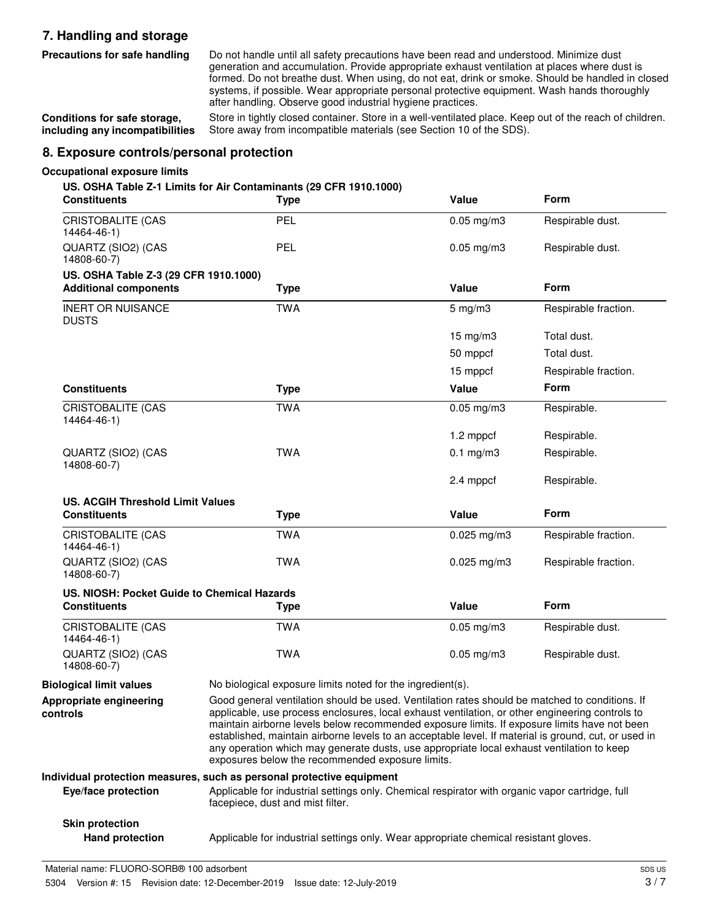## 7. Handling and storage

**Precautions for safe handling**

Do not handle until all safety precautions have been read and understood. Minimize dust generation and accumulation. Provide appropriate exhaust ventilation at places where dust is formed. Do not breathe dust. When using, do not eat, drink or smoke. Should be handled in closed systems, if possible. Wear appropriate personal protective equipment. Wash hands thoroughly after handling. Observe good industrial hygiene practices.

**Conditions for safe storage, including any incompatibilities**

Store in tightly closed container. Store in a well-ventilated place. Keep out of the reach of children. Store away from incompatible materials (see Section 10 of the SDS).

## 8. Exposure controls/personal protection

### Occupational exposure limits

**US. OSHA Table Z-1 Limits for Air Contaminants (29 CFR 1910.1000)**

| Constituents | Type | Value | Form |
|---|---|---|---|
| CRISTOBALITE (CAS 14464-46-1) | PEL | 0.05 mg/m3 | Respirable dust. |
| QUARTZ (SIO2) (CAS 14808-60-7) | PEL | 0.05 mg/m3 | Respirable dust. |

**US. OSHA Table Z-3 (29 CFR 1910.1000)**

| Additional components | Type | Value | Form |
|---|---|---|---|
| INERT OR NUISANCE DUSTS | TWA | 5 mg/m3 | Respirable fraction. |
| | | 15 mg/m3 | Total dust. |
| | | 50 mppcf | Total dust. |
| | | 15 mppcf | Respirable fraction. |

| Constituents | Type | Value | Form |
|---|---|---|---|
| CRISTOBALITE (CAS 14464-46-1) | TWA | 0.05 mg/m3 | Respirable. |
| | | 1.2 mppcf | Respirable. |
| QUARTZ (SIO2) (CAS 14808-60-7) | TWA | 0.1 mg/m3 | Respirable. |
| | | 2.4 mppcf | Respirable. |

**US. ACGIH Threshold Limit Values**

| Constituents | Type | Value | Form |
|---|---|---|---|
| CRISTOBALITE (CAS 14464-46-1) | TWA | 0.025 mg/m3 | Respirable fraction. |
| QUARTZ (SIO2) (CAS 14808-60-7) | TWA | 0.025 mg/m3 | Respirable fraction. |

**US. NIOSH: Pocket Guide to Chemical Hazards**

| Constituents | Type | Value | Form |
|---|---|---|---|
| CRISTOBALITE (CAS 14464-46-1) | TWA | 0.05 mg/m3 | Respirable dust. |
| QUARTZ (SIO2) (CAS 14808-60-7) | TWA | 0.05 mg/m3 | Respirable dust. |

**Biological limit values**

No biological exposure limits noted for the ingredient(s).

**Appropriate engineering controls**

Good general ventilation should be used. Ventilation rates should be matched to conditions. If applicable, use process enclosures, local exhaust ventilation, or other engineering controls to maintain airborne levels below recommended exposure limits. If exposure limits have not been established, maintain airborne levels to an acceptable level. If material is ground, cut, or used in any operation which may generate dusts, use appropriate local exhaust ventilation to keep exposures below the recommended exposure limits.

### Individual protection measures, such as personal protective equipment

**Eye/face protection**

Applicable for industrial settings only. Chemical respirator with organic vapor cartridge, full facepiece, dust and mist filter.

**Skin protection**

**Hand protection**

Applicable for industrial settings only. Wear appropriate chemical resistant gloves.

Material name: FLUORO-SORB® 100 adsorbent

5304 Version #: 15 Revision date: 12-December-2019 Issue date: 12-July-2019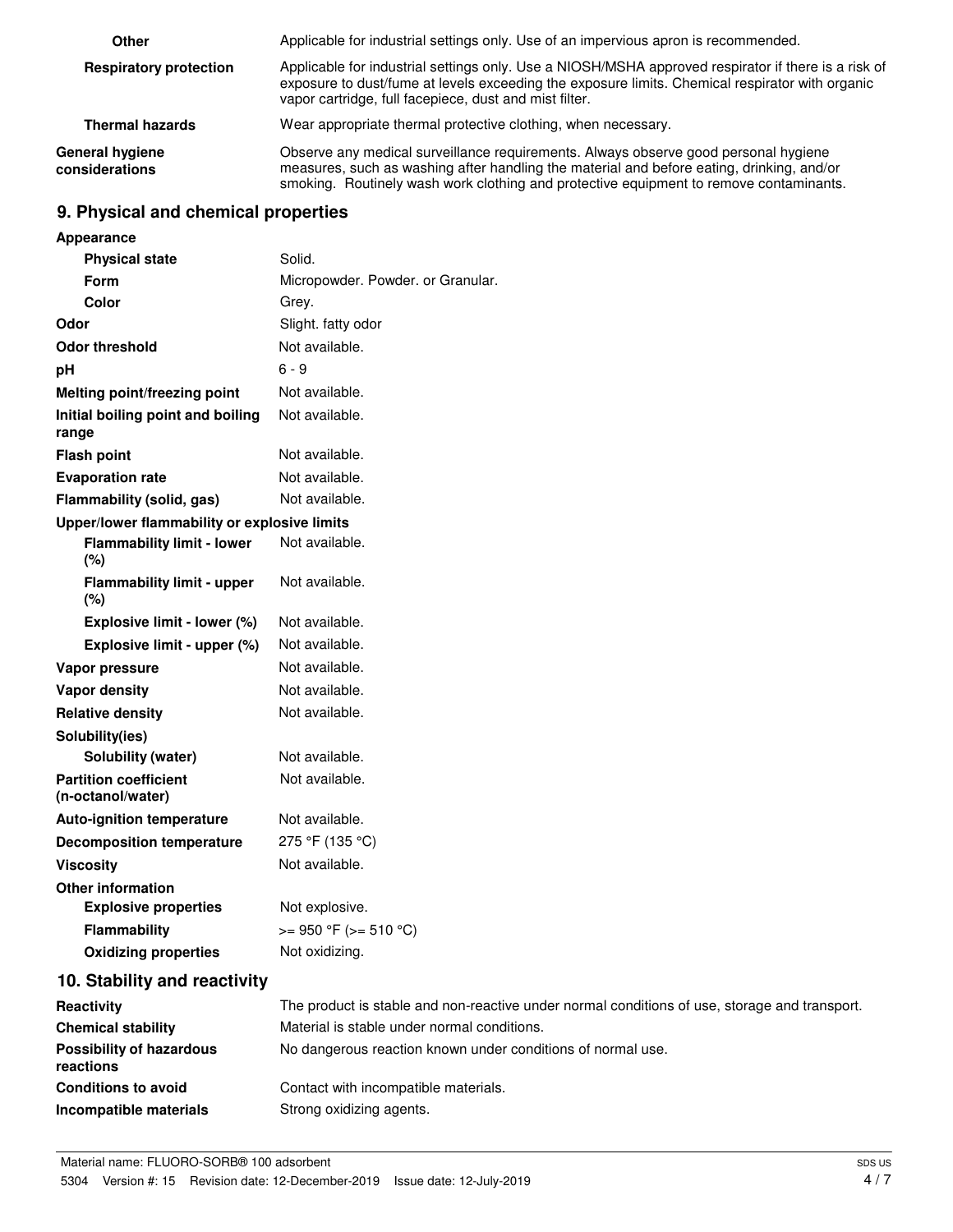| | |
|---|---|
| **Other** | Applicable for industrial settings only. Use of an impervious apron is recommended. |
| **Respiratory protection** | Applicable for industrial settings only. Use a NIOSH/MSHA approved respirator if there is a risk of exposure to dust/fume at levels exceeding the exposure limits. Chemical respirator with organic vapor cartridge, full facepiece, dust and mist filter. |
| **Thermal hazards** | Wear appropriate thermal protective clothing, when necessary. |
| **General hygiene considerations** | Observe any medical surveillance requirements. Always observe good personal hygiene measures, such as washing after handling the material and before eating, drinking, and/or smoking. Routinely wash work clothing and protective equipment to remove contaminants. |

## 9. Physical and chemical properties

| | |
|---|---|
| **Appearance** | |
| **Physical state** | Solid. |
| **Form** | Micropowder. Powder. or Granular. |
| **Color** | Grey. |
| **Odor** | Slight. fatty odor |
| **Odor threshold** | Not available. |
| **pH** | 6 - 9 |
| **Melting point/freezing point** | Not available. |
| **Initial boiling point and boiling range** | Not available. |
| **Flash point** | Not available. |
| **Evaporation rate** | Not available. |
| **Flammability (solid, gas)** | Not available. |
| **Upper/lower flammability or explosive limits** | |
| **Flammability limit - lower (%)** | Not available. |
| **Flammability limit - upper (%)** | Not available. |
| **Explosive limit - lower (%)** | Not available. |
| **Explosive limit - upper (%)** | Not available. |
| **Vapor pressure** | Not available. |
| **Vapor density** | Not available. |
| **Relative density** | Not available. |
| **Solubility(ies)** | |
| **Solubility (water)** | Not available. |
| **Partition coefficient (n-octanol/water)** | Not available. |
| **Auto-ignition temperature** | Not available. |
| **Decomposition temperature** | 275 °F (135 °C) |
| **Viscosity** | Not available. |
| **Other information** | |
| **Explosive properties** | Not explosive. |
| **Flammability** | >= 950 °F (>= 510 °C) |
| **Oxidizing properties** | Not oxidizing. |

## 10. Stability and reactivity

| | |
|---|---|
| **Reactivity** | The product is stable and non-reactive under normal conditions of use, storage and transport. |
| **Chemical stability** | Material is stable under normal conditions. |
| **Possibility of hazardous reactions** | No dangerous reaction known under conditions of normal use. |
| **Conditions to avoid** | Contact with incompatible materials. |
| **Incompatible materials** | Strong oxidizing agents. |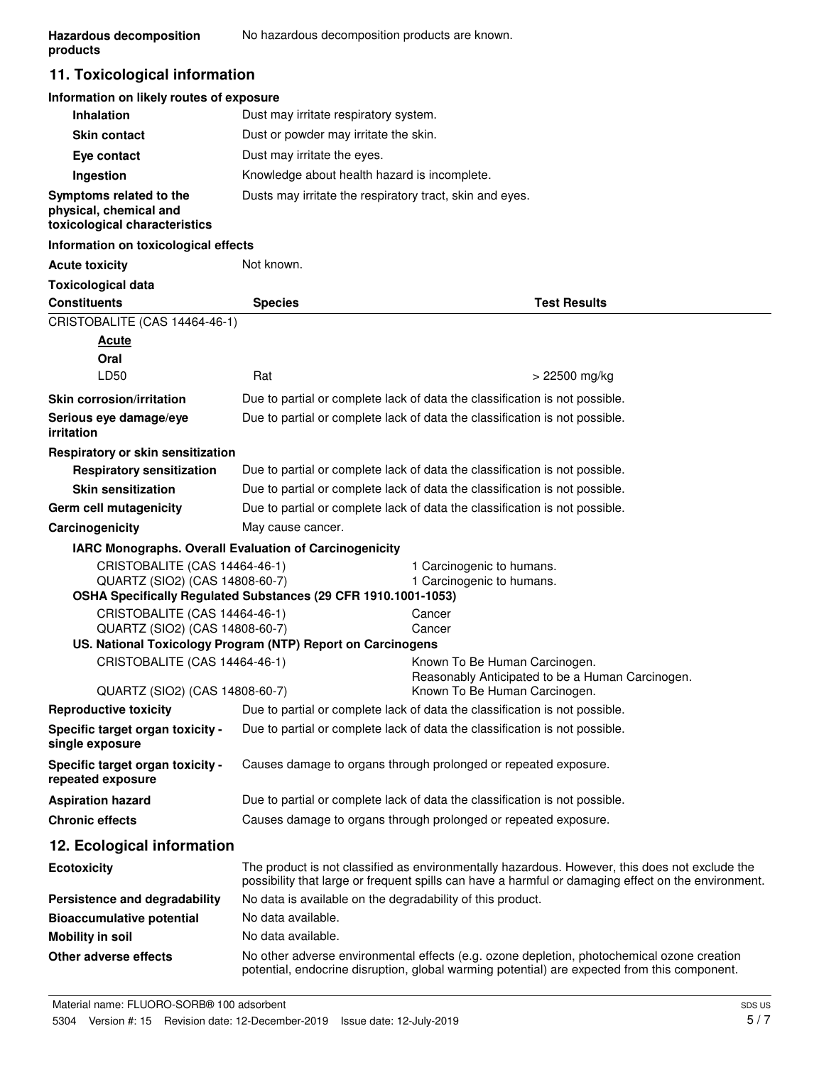**Hazardous decomposition products** No hazardous decomposition products are known.

## 11. Toxicological information

**Information on likely routes of exposure**

| | |
|---|---|
| **Inhalation** | Dust may irritate respiratory system. |
| **Skin contact** | Dust or powder may irritate the skin. |
| **Eye contact** | Dust may irritate the eyes. |
| **Ingestion** | Knowledge about health hazard is incomplete. |
| **Symptoms related to the physical, chemical and toxicological characteristics** | Dusts may irritate the respiratory tract, skin and eyes. |

**Information on toxicological effects**

**Acute toxicity** Not known.

**Toxicological data**

| Constituents | Species | Test Results |
|---|---|---|
| CRISTOBALITE (CAS 14464-46-1) | | |
| **Acute** | | |
| **Oral** | | |
| LD50 | Rat | > 22500 mg/kg |

| | |
|---|---|
| **Skin corrosion/irritation** | Due to partial or complete lack of data the classification is not possible. |
| **Serious eye damage/eye irritation** | Due to partial or complete lack of data the classification is not possible. |

**Respiratory or skin sensitization**

| | |
|---|---|
| **Respiratory sensitization** | Due to partial or complete lack of data the classification is not possible. |
| **Skin sensitization** | Due to partial or complete lack of data the classification is not possible. |
| **Germ cell mutagenicity** | Due to partial or complete lack of data the classification is not possible. |
| **Carcinogenicity** | May cause cancer. |

**IARC Monographs. Overall Evaluation of Carcinogenicity**

| | |
|---|---|
| CRISTOBALITE (CAS 14464-46-1) | 1 Carcinogenic to humans. |
| QUARTZ (SIO2) (CAS 14808-60-7) | 1 Carcinogenic to humans. |

**OSHA Specifically Regulated Substances (29 CFR 1910.1001-1053)**

| | |
|---|---|
| CRISTOBALITE (CAS 14464-46-1) | Cancer |
| QUARTZ (SIO2) (CAS 14808-60-7) | Cancer |

**US. National Toxicology Program (NTP) Report on Carcinogens**

| | |
|---|---|
| CRISTOBALITE (CAS 14464-46-1) | Known To Be Human Carcinogen. Reasonably Anticipated to be a Human Carcinogen. |
| QUARTZ (SIO2) (CAS 14808-60-7) | Known To Be Human Carcinogen. |

| | |
|---|---|
| **Reproductive toxicity** | Due to partial or complete lack of data the classification is not possible. |
| **Specific target organ toxicity - single exposure** | Due to partial or complete lack of data the classification is not possible. |
| **Specific target organ toxicity - repeated exposure** | Causes damage to organs through prolonged or repeated exposure. |
| **Aspiration hazard** | Due to partial or complete lack of data the classification is not possible. |
| **Chronic effects** | Causes damage to organs through prolonged or repeated exposure. |

## 12. Ecological information

| | |
|---|---|
| **Ecotoxicity** | The product is not classified as environmentally hazardous. However, this does not exclude the possibility that large or frequent spills can have a harmful or damaging effect on the environment. |
| **Persistence and degradability** | No data is available on the degradability of this product. |
| **Bioaccumulative potential** | No data available. |
| **Mobility in soil** | No data available. |
| **Other adverse effects** | No other adverse environmental effects (e.g. ozone depletion, photochemical ozone creation potential, endocrine disruption, global warming potential) are expected from this component. |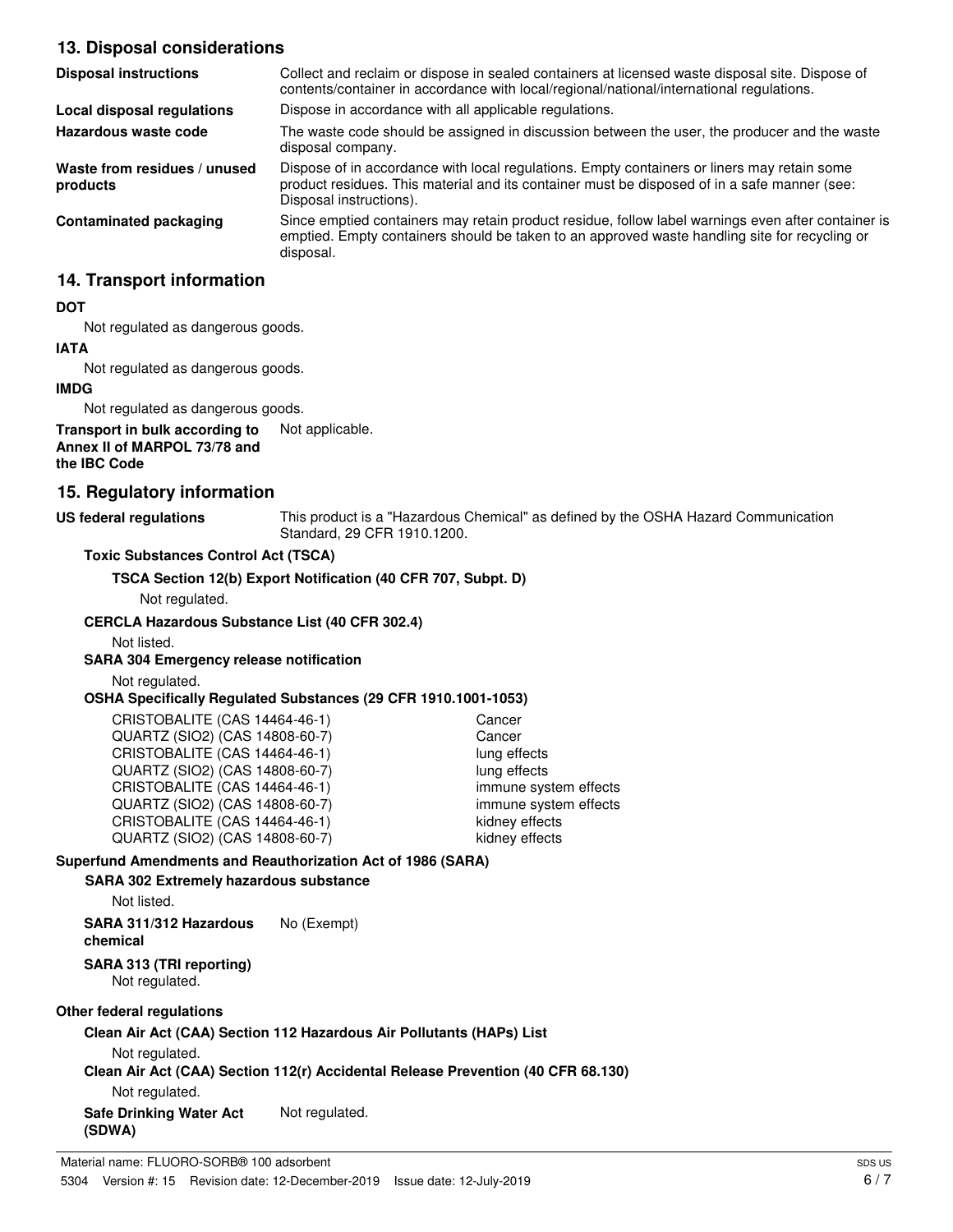## 13. Disposal considerations

| | |
|---|---|
| **Disposal instructions** | Collect and reclaim or dispose in sealed containers at licensed waste disposal site. Dispose of contents/container in accordance with local/regional/national/international regulations. |
| **Local disposal regulations** | Dispose in accordance with all applicable regulations. |
| **Hazardous waste code** | The waste code should be assigned in discussion between the user, the producer and the waste disposal company. |
| **Waste from residues / unused products** | Dispose of in accordance with local regulations. Empty containers or liners may retain some product residues. This material and its container must be disposed of in a safe manner (see: Disposal instructions). |
| **Contaminated packaging** | Since emptied containers may retain product residue, follow label warnings even after container is emptied. Empty containers should be taken to an approved waste handling site for recycling or disposal. |

## 14. Transport information

**DOT**

Not regulated as dangerous goods.

**IATA**

Not regulated as dangerous goods.

**IMDG**

Not regulated as dangerous goods.

**Transport in bulk according to Annex II of MARPOL 73/78 and the IBC Code** Not applicable.

## 15. Regulatory information

**US federal regulations** This product is a "Hazardous Chemical" as defined by the OSHA Hazard Communication Standard, 29 CFR 1910.1200.

**Toxic Substances Control Act (TSCA)**

**TSCA Section 12(b) Export Notification (40 CFR 707, Subpt. D)**

Not regulated.

**CERCLA Hazardous Substance List (40 CFR 302.4)**

Not listed.

**SARA 304 Emergency release notification**

Not regulated.

**OSHA Specifically Regulated Substances (29 CFR 1910.1001-1053)**

| | |
|---|---|
| CRISTOBALITE (CAS 14464-46-1) | Cancer |
| QUARTZ (SIO2) (CAS 14808-60-7) | Cancer |
| CRISTOBALITE (CAS 14464-46-1) | lung effects |
| QUARTZ (SIO2) (CAS 14808-60-7) | lung effects |
| CRISTOBALITE (CAS 14464-46-1) | immune system effects |
| QUARTZ (SIO2) (CAS 14808-60-7) | immune system effects |
| CRISTOBALITE (CAS 14464-46-1) | kidney effects |
| QUARTZ (SIO2) (CAS 14808-60-7) | kidney effects |

**Superfund Amendments and Reauthorization Act of 1986 (SARA)**

**SARA 302 Extremely hazardous substance**

Not listed.

**SARA 311/312 Hazardous chemical** No (Exempt)

**SARA 313 (TRI reporting)**

Not regulated.

**Other federal regulations**

**Clean Air Act (CAA) Section 112 Hazardous Air Pollutants (HAPs) List**

Not regulated.

**Clean Air Act (CAA) Section 112(r) Accidental Release Prevention (40 CFR 68.130)**

Not regulated.

**Safe Drinking Water Act (SDWA)** Not regulated.

Material name: FLUORO-SORB® 100 adsorbent

5304 Version #: 15 Revision date: 12-December-2019 Issue date: 12-July-2019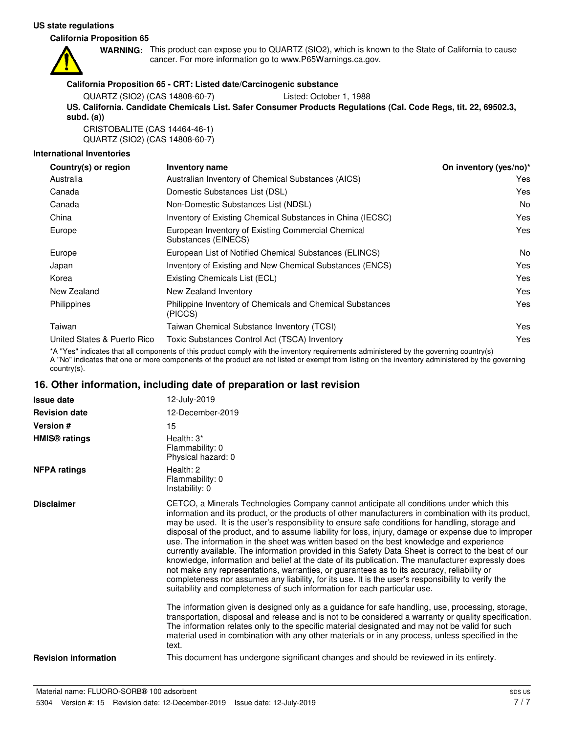**US state regulations**

**California Proposition 65**

**WARNING:** This product can expose you to QUARTZ (SIO2), which is known to the State of California to cause cancer. For more information go to www.P65Warnings.ca.gov.

**California Proposition 65 - CRT: Listed date/Carcinogenic substance**

QUARTZ (SIO2) (CAS 14808-60-7) Listed: October 1, 1988

**US. California. Candidate Chemicals List. Safer Consumer Products Regulations (Cal. Code Regs, tit. 22, 69502.3, subd. (a))**

CRISTOBALITE (CAS 14464-46-1)
QUARTZ (SIO2) (CAS 14808-60-7)

**International Inventories**

| Country(s) or region | Inventory name | On inventory (yes/no)* |
|---|---|---|
| Australia | Australian Inventory of Chemical Substances (AICS) | Yes |
| Canada | Domestic Substances List (DSL) | Yes |
| Canada | Non-Domestic Substances List (NDSL) | No |
| China | Inventory of Existing Chemical Substances in China (IECSC) | Yes |
| Europe | European Inventory of Existing Commercial Chemical Substances (EINECS) | Yes |
| Europe | European List of Notified Chemical Substances (ELINCS) | No |
| Japan | Inventory of Existing and New Chemical Substances (ENCS) | Yes |
| Korea | Existing Chemicals List (ECL) | Yes |
| New Zealand | New Zealand Inventory | Yes |
| Philippines | Philippine Inventory of Chemicals and Chemical Substances (PICCS) | Yes |
| Taiwan | Taiwan Chemical Substance Inventory (TCSI) | Yes |
| United States & Puerto Rico | Toxic Substances Control Act (TSCA) Inventory | Yes |

*A "Yes" indicates that all components of this product comply with the inventory requirements administered by the governing country(s)
A "No" indicates that one or more components of the product are not listed or exempt from listing on the inventory administered by the governing country(s).

## 16. Other information, including date of preparation or last revision

**Issue date** 12-July-2019

**Revision date** 12-December-2019

**Version #** 15

**HMIS® ratings**
Health: 3*
Flammability: 0
Physical hazard: 0

**NFPA ratings**
Health: 2
Flammability: 0
Instability: 0

**Disclaimer**

CETCO, a Minerals Technologies Company cannot anticipate all conditions under which this information and its product, or the products of other manufacturers in combination with its product, may be used. It is the user's responsibility to ensure safe conditions for handling, storage and disposal of the product, and to assume liability for loss, injury, damage or expense due to improper use. The information in the sheet was written based on the best knowledge and experience currently available. The information provided in this Safety Data Sheet is correct to the best of our knowledge, information and belief at the date of its publication. The manufacturer expressly does not make any representations, warranties, or guarantees as to its accuracy, reliability or completeness nor assumes any liability, for its use. It is the user's responsibility to verify the suitability and completeness of such information for each particular use.

The information given is designed only as a guidance for safe handling, use, processing, storage, transportation, disposal and release and is not to be considered a warranty or quality specification. The information relates only to the specific material designated and may not be valid for such material used in combination with any other materials or in any process, unless specified in the text.

**Revision information** This document has undergone significant changes and should be reviewed in its entirety.